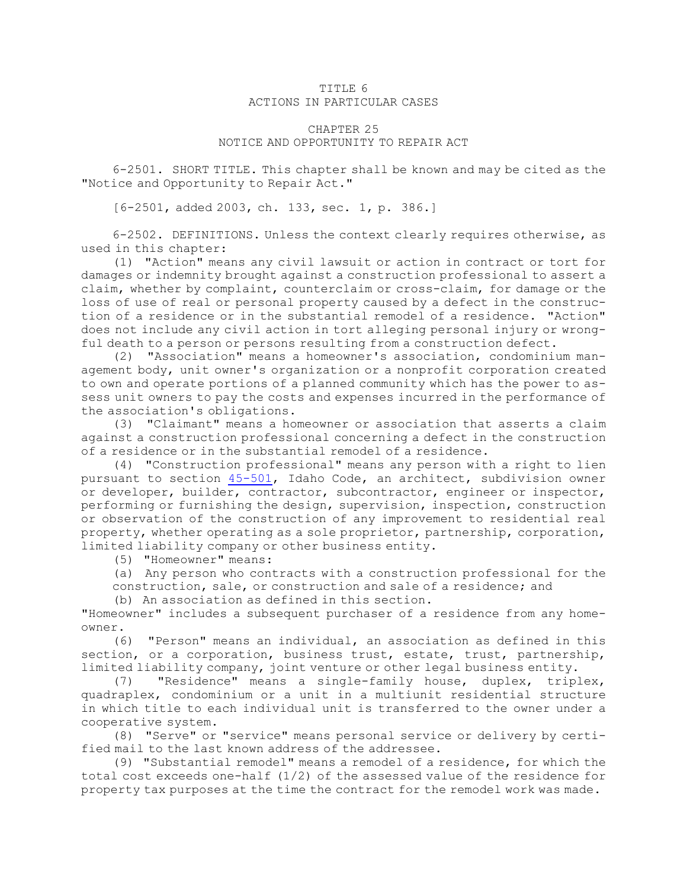# TITLE 6
## ACTIONS IN PARTICULAR CASES

## CHAPTER 25
### NOTICE AND OPPORTUNITY TO REPAIR ACT

6-2501. SHORT TITLE. This chapter shall be known and may be cited as the "Notice and Opportunity to Repair Act."

[6-2501, added 2003, ch. 133, sec. 1, p. 386.]

6-2502. DEFINITIONS. Unless the context clearly requires otherwise, as used in this chapter:

(1) "Action" means any civil lawsuit or action in contract or tort for damages or indemnity brought against a construction professional to assert a claim, whether by complaint, counterclaim or cross-claim, for damage or the loss of use of real or personal property caused by a defect in the construction of a residence or in the substantial remodel of a residence. "Action" does not include any civil action in tort alleging personal injury or wrongful death to a person or persons resulting from a construction defect.

(2) "Association" means a homeowner's association, condominium management body, unit owner's organization or a nonprofit corporation created to own and operate portions of a planned community which has the power to assess unit owners to pay the costs and expenses incurred in the performance of the association's obligations.

(3) "Claimant" means a homeowner or association that asserts a claim against a construction professional concerning a defect in the construction of a residence or in the substantial remodel of a residence.

(4) "Construction professional" means any person with a right to lien pursuant to section 45-501, Idaho Code, an architect, subdivision owner or developer, builder, contractor, subcontractor, engineer or inspector, performing or furnishing the design, supervision, inspection, construction or observation of the construction of any improvement to residential real property, whether operating as a sole proprietor, partnership, corporation, limited liability company or other business entity.

(5) "Homeowner" means:

(a) Any person who contracts with a construction professional for the construction, sale, or construction and sale of a residence; and

(b) An association as defined in this section.

"Homeowner" includes a subsequent purchaser of a residence from any homeowner.

(6) "Person" means an individual, an association as defined in this section, or a corporation, business trust, estate, trust, partnership, limited liability company, joint venture or other legal business entity.

(7) "Residence" means a single-family house, duplex, triplex, quadraplex, condominium or a unit in a multiunit residential structure in which title to each individual unit is transferred to the owner under a cooperative system.

(8) "Serve" or "service" means personal service or delivery by certified mail to the last known address of the addressee.

(9) "Substantial remodel" means a remodel of a residence, for which the total cost exceeds one-half (1/2) of the assessed value of the residence for property tax purposes at the time the contract for the remodel work was made.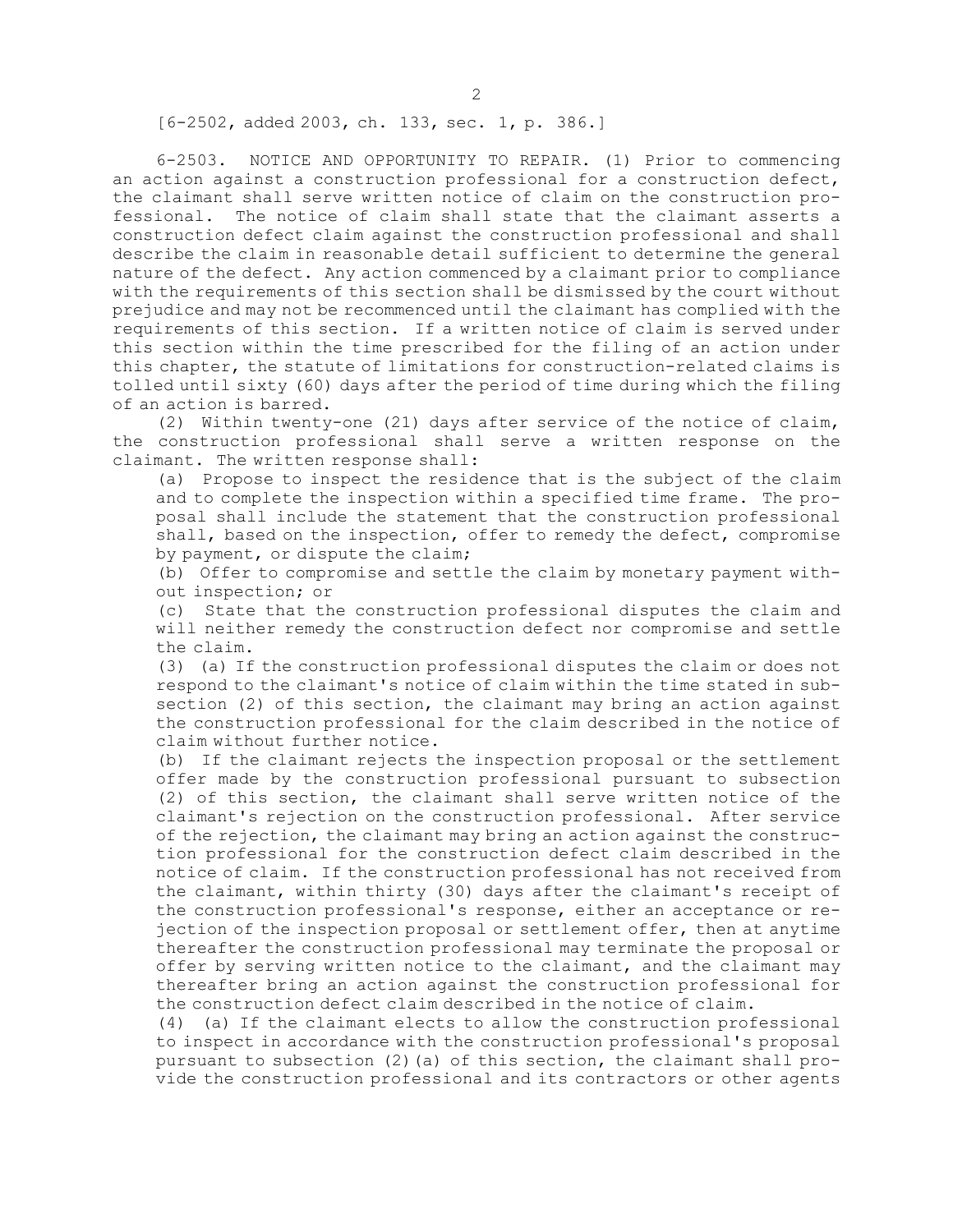[6-2502, added 2003, ch. 133, sec. 1, p. 386.]

6-2503. NOTICE AND OPPORTUNITY TO REPAIR. (1) Prior to commencing an action against a construction professional for a construction defect, the claimant shall serve written notice of claim on the construction professional. The notice of claim shall state that the claimant asserts a construction defect claim against the construction professional and shall describe the claim in reasonable detail sufficient to determine the general nature of the defect. Any action commenced by a claimant prior to compliance with the requirements of this section shall be dismissed by the court without prejudice and may not be recommenced until the claimant has complied with the requirements of this section. If a written notice of claim is served under this section within the time prescribed for the filing of an action under this chapter, the statute of limitations for construction-related claims is tolled until sixty (60) days after the period of time during which the filing of an action is barred.

(2) Within twenty-one (21) days after service of the notice of claim, the construction professional shall serve a written response on the claimant. The written response shall:

(a) Propose to inspect the residence that is the subject of the claim and to complete the inspection within a specified time frame. The proposal shall include the statement that the construction professional shall, based on the inspection, offer to remedy the defect, compromise by payment, or dispute the claim;

(b) Offer to compromise and settle the claim by monetary payment without inspection; or

(c) State that the construction professional disputes the claim and will neither remedy the construction defect nor compromise and settle the claim.

(3) (a) If the construction professional disputes the claim or does not respond to the claimant's notice of claim within the time stated in subsection (2) of this section, the claimant may bring an action against the construction professional for the claim described in the notice of claim without further notice.

(b) If the claimant rejects the inspection proposal or the settlement offer made by the construction professional pursuant to subsection (2) of this section, the claimant shall serve written notice of the claimant's rejection on the construction professional. After service of the rejection, the claimant may bring an action against the construction professional for the construction defect claim described in the notice of claim. If the construction professional has not received from the claimant, within thirty (30) days after the claimant's receipt of the construction professional's response, either an acceptance or rejection of the inspection proposal or settlement offer, then at anytime thereafter the construction professional may terminate the proposal or offer by serving written notice to the claimant, and the claimant may thereafter bring an action against the construction professional for the construction defect claim described in the notice of claim.

(4) (a) If the claimant elects to allow the construction professional to inspect in accordance with the construction professional's proposal pursuant to subsection (2)(a) of this section, the claimant shall provide the construction professional and its contractors or other agents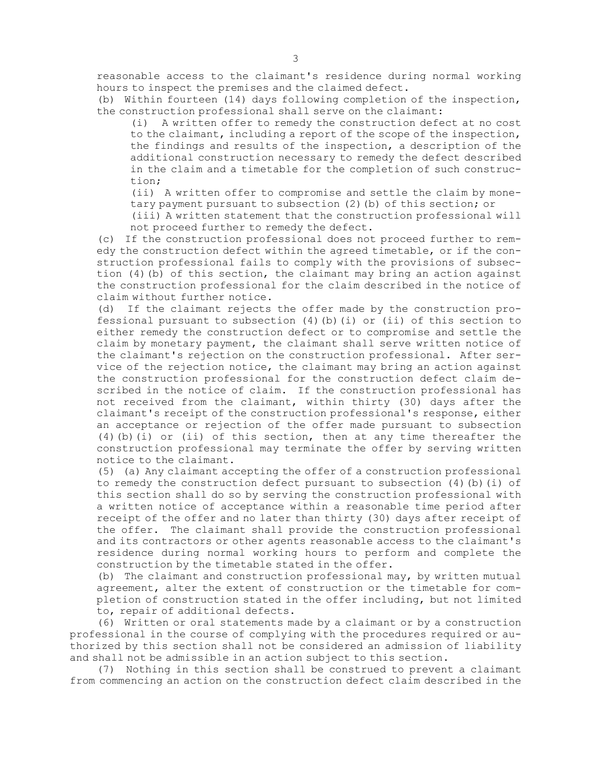reasonable access to the claimant's residence during normal working hours to inspect the premises and the claimed defect.

(b) Within fourteen (14) days following completion of the inspection, the construction professional shall serve on the claimant:

(i) A written offer to remedy the construction defect at no cost to the claimant, including a report of the scope of the inspection, the findings and results of the inspection, a description of the additional construction necessary to remedy the defect described in the claim and a timetable for the completion of such construction;

(ii) A written offer to compromise and settle the claim by monetary payment pursuant to subsection (2)(b) of this section; or

(iii) A written statement that the construction professional will not proceed further to remedy the defect.

(c) If the construction professional does not proceed further to remedy the construction defect within the agreed timetable, or if the construction professional fails to comply with the provisions of subsection (4)(b) of this section, the claimant may bring an action against the construction professional for the claim described in the notice of claim without further notice.

(d) If the claimant rejects the offer made by the construction professional pursuant to subsection (4)(b)(i) or (ii) of this section to either remedy the construction defect or to compromise and settle the claim by monetary payment, the claimant shall serve written notice of the claimant's rejection on the construction professional. After service of the rejection notice, the claimant may bring an action against the construction professional for the construction defect claim described in the notice of claim. If the construction professional has not received from the claimant, within thirty (30) days after the claimant's receipt of the construction professional's response, either an acceptance or rejection of the offer made pursuant to subsection (4)(b)(i) or (ii) of this section, then at any time thereafter the construction professional may terminate the offer by serving written notice to the claimant.

(5) (a) Any claimant accepting the offer of a construction professional to remedy the construction defect pursuant to subsection (4)(b)(i) of this section shall do so by serving the construction professional with a written notice of acceptance within a reasonable time period after receipt of the offer and no later than thirty (30) days after receipt of the offer. The claimant shall provide the construction professional and its contractors or other agents reasonable access to the claimant's residence during normal working hours to perform and complete the construction by the timetable stated in the offer.

(b) The claimant and construction professional may, by written mutual agreement, alter the extent of construction or the timetable for completion of construction stated in the offer including, but not limited to, repair of additional defects.

(6) Written or oral statements made by a claimant or by a construction professional in the course of complying with the procedures required or authorized by this section shall not be considered an admission of liability and shall not be admissible in an action subject to this section.

(7) Nothing in this section shall be construed to prevent a claimant from commencing an action on the construction defect claim described in the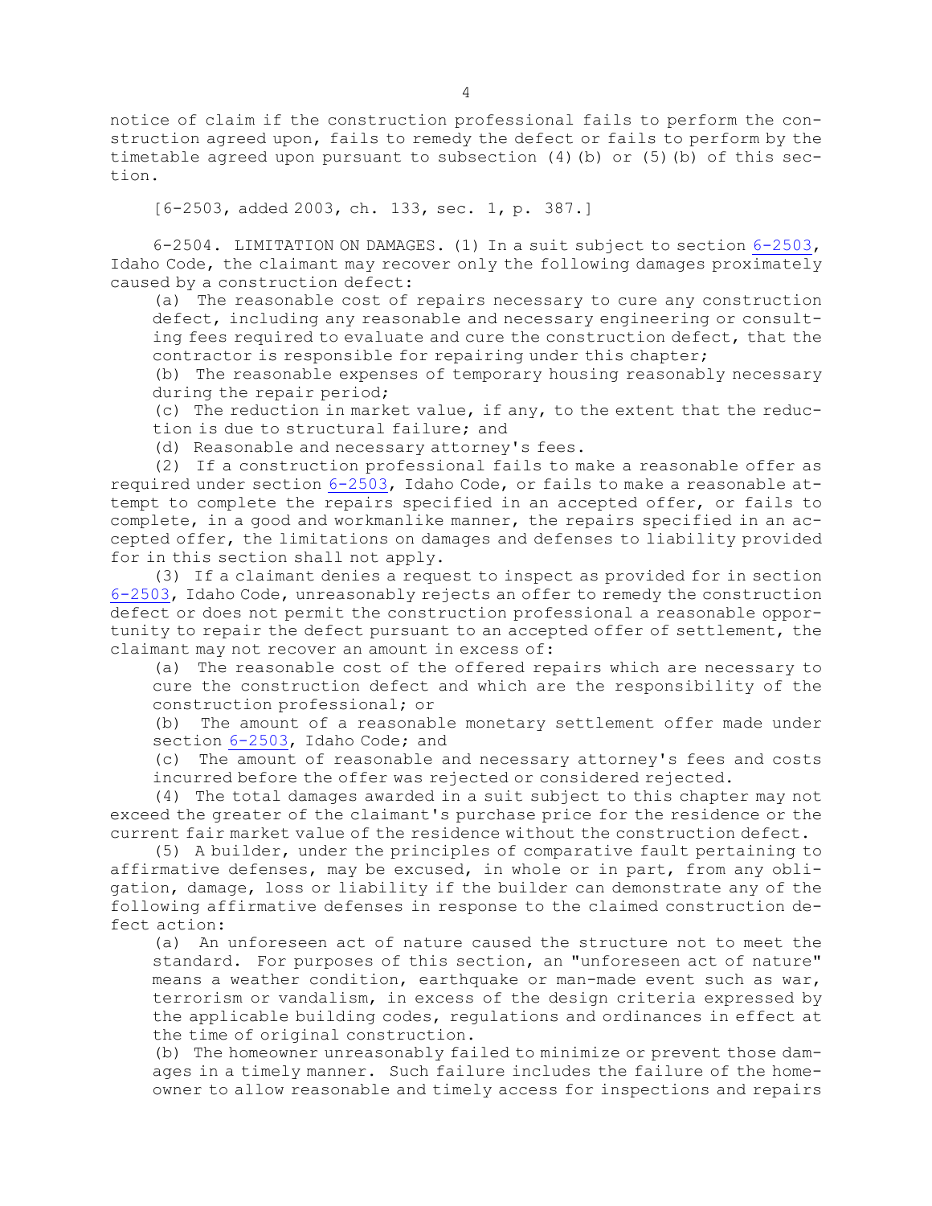notice of claim if the construction professional fails to perform the construction agreed upon, fails to remedy the defect or fails to perform by the timetable agreed upon pursuant to subsection (4)(b) or (5)(b) of this section.

[6-2503, added 2003, ch. 133, sec. 1, p. 387.]

6-2504. LIMITATION ON DAMAGES. (1) In a suit subject to section 6-2503, Idaho Code, the claimant may recover only the following damages proximately caused by a construction defect:

(a) The reasonable cost of repairs necessary to cure any construction defect, including any reasonable and necessary engineering or consulting fees required to evaluate and cure the construction defect, that the contractor is responsible for repairing under this chapter;

(b) The reasonable expenses of temporary housing reasonably necessary during the repair period;

(c) The reduction in market value, if any, to the extent that the reduction is due to structural failure; and

(d) Reasonable and necessary attorney's fees.

(2) If a construction professional fails to make a reasonable offer as required under section 6-2503, Idaho Code, or fails to make a reasonable attempt to complete the repairs specified in an accepted offer, or fails to complete, in a good and workmanlike manner, the repairs specified in an accepted offer, the limitations on damages and defenses to liability provided for in this section shall not apply.

(3) If a claimant denies a request to inspect as provided for in section 6-2503, Idaho Code, unreasonably rejects an offer to remedy the construction defect or does not permit the construction professional a reasonable opportunity to repair the defect pursuant to an accepted offer of settlement, the claimant may not recover an amount in excess of:

(a) The reasonable cost of the offered repairs which are necessary to cure the construction defect and which are the responsibility of the construction professional; or

(b) The amount of a reasonable monetary settlement offer made under section 6-2503, Idaho Code; and

(c) The amount of reasonable and necessary attorney's fees and costs incurred before the offer was rejected or considered rejected.

(4) The total damages awarded in a suit subject to this chapter may not exceed the greater of the claimant's purchase price for the residence or the current fair market value of the residence without the construction defect.

(5) A builder, under the principles of comparative fault pertaining to affirmative defenses, may be excused, in whole or in part, from any obligation, damage, loss or liability if the builder can demonstrate any of the following affirmative defenses in response to the claimed construction defect action:

(a) An unforeseen act of nature caused the structure not to meet the standard. For purposes of this section, an "unforeseen act of nature" means a weather condition, earthquake or man-made event such as war, terrorism or vandalism, in excess of the design criteria expressed by the applicable building codes, regulations and ordinances in effect at the time of original construction.

(b) The homeowner unreasonably failed to minimize or prevent those damages in a timely manner. Such failure includes the failure of the homeowner to allow reasonable and timely access for inspections and repairs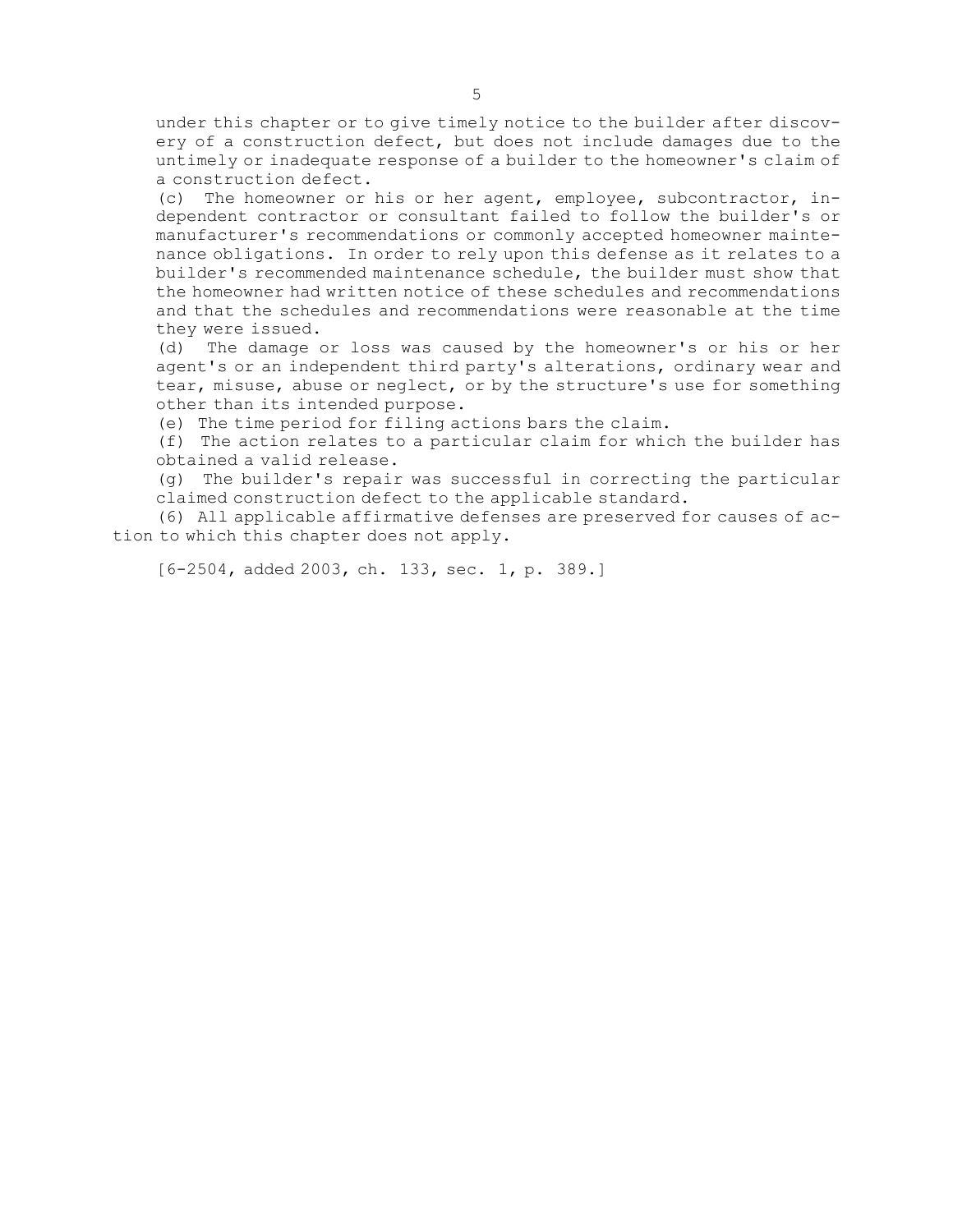under this chapter or to give timely notice to the builder after discovery of a construction defect, but does not include damages due to the untimely or inadequate response of a builder to the homeowner's claim of a construction defect.

(c) The homeowner or his or her agent, employee, subcontractor, independent contractor or consultant failed to follow the builder's or manufacturer's recommendations or commonly accepted homeowner maintenance obligations. In order to rely upon this defense as it relates to a builder's recommended maintenance schedule, the builder must show that the homeowner had written notice of these schedules and recommendations and that the schedules and recommendations were reasonable at the time they were issued.

(d) The damage or loss was caused by the homeowner's or his or her agent's or an independent third party's alterations, ordinary wear and tear, misuse, abuse or neglect, or by the structure's use for something other than its intended purpose.

(e) The time period for filing actions bars the claim.

(f) The action relates to a particular claim for which the builder has obtained a valid release.

(g) The builder's repair was successful in correcting the particular claimed construction defect to the applicable standard.

(6) All applicable affirmative defenses are preserved for causes of action to which this chapter does not apply.

[6-2504, added 2003, ch. 133, sec. 1, p. 389.]